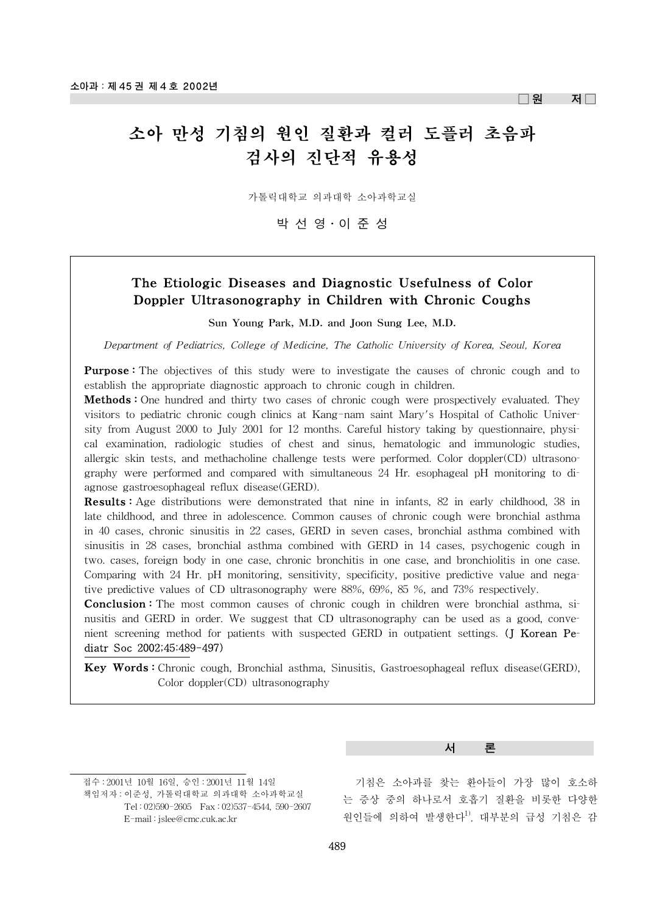□원 저□

# 소아 만성 기침의 원인 질환과 컬러 도플러 초음파 검사의 진단적 유용성

가톨릭대학교 의과대학 소아과학교실

박 선 영 · 이 준 성

## The Etiologic Diseases and Diagnostic Usefulness of Color Doppler Ultrasonography in Children with Chronic Coughs

**Sun Young Park, M.D. and Joon Sung Lee, M.D.**

*Department of Pediatrics, College of Medicine, The Catholic University of Korea, Seoul, Korea*

**Purpose :** The objectives of this study were to investigate the causes of chronic cough and to establish the appropriate diagnostic approach to chronic cough in children.

**Methods :** One hundred and thirty two cases of chronic cough were prospectively evaluated. They visitors to pediatric chronic cough clinics at Kang-nam saint Mary's Hospital of Catholic University from August 2000 to July 2001 for 12 months. Careful history taking by questionnaire, physical examination, radiologic studies of chest and sinus, hematologic and immunologic studies, allergic skin tests, and methacholine challenge tests were performed. Color doppler(CD) ultrasonography were performed and compared with simultaneous 24 Hr. esophageal pH monitoring to diagnose gastroesophageal reflux disease(GERD).

**Results :** Age distributions were demonstrated that nine in infants, 82 in early childhood, 38 in late childhood, and three in adolescence. Common causes of chronic cough were bronchial asthma in 40 cases, chronic sinusitis in 22 cases, GERD in seven cases, bronchial asthma combined with sinusitis in 28 cases, bronchial asthma combined with GERD in 14 cases, psychogenic cough in two. cases, foreign body in one case, chronic bronchitis in one case, and bronchiolitis in one case. Comparing with 24 Hr. pH monitoring, sensitivity, specificity, positive predictive value and negative predictive values of CD ultrasonography were 88%, 69%, 85 %, and 73% respectively.

**Conclusion :** The most common causes of chronic cough in children were bronchial asthma, sinusitis and GERD in order. We suggest that CD ultrasonography can be used as a good, convenient screening method for patients with suspected GERD in outpatient settings. (J Korean Pediatr Soc 2002;45:489-497)

**Key Words :** Chronic cough, Bronchial asthma, Sinusitis, Gastroesophageal reflux disease(GERD), Color doppler(CD) ultrasonography

## 서 론

기침은 소아과를 찾는 환아들이 가장 많이 호소하는 증상 중의 하나로서 호흡기 질환을 비롯한 다양한 원인들에 의하여 발생한다[1]. 대부분의 급성 기침은 감

---

접수 : 2001년 10월 16일, 승인 : 2001년 11월 14일
책임저자 : 이준성, 가톨릭대학교 의과대학 소아과학교실
Tel : 02)590-2605 Fax : 02)537-4544, 590-2607
E-mail : jslee@cmc.cuk.ac.kr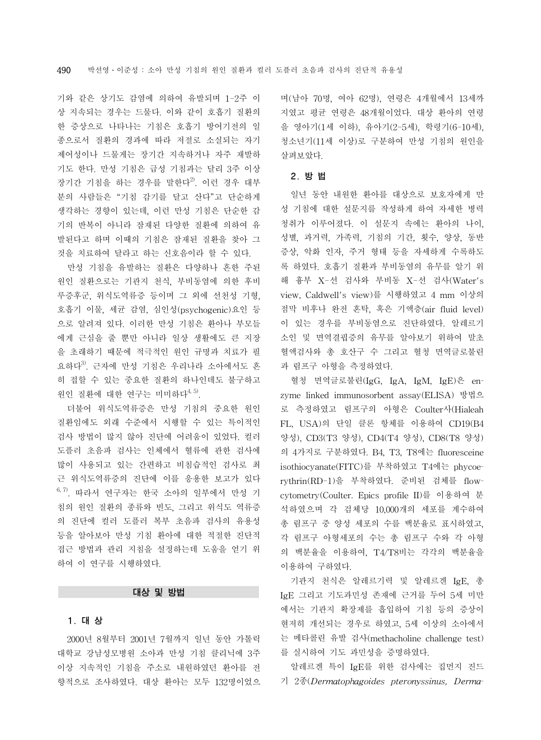기와 같은 상기도 감염에 의하여 유발되며 1-2주 이상 지속되는 경우는 드물다. 이와 같이 호흡기 질환의 한 증상으로 나타나는 기침은 호흡기 방어기전의 일종으로서 질환의 경과에 따라 저절로 소실되는 자기 제어성이나 드물게는 장기간 지속하거나 자주 재발하기도 한다. 만성 기침은 급성 기침과는 달리 3주 이상 장기간 기침을 하는 경우를 말한다[2]. 이런 경우 대부분의 사람들은 "기침 감기를 달고 산다"고 단순하게 생각하는 경향이 있는데, 이런 만성 기침은 단순한 감기의 반복이 아니라 잠재된 다양한 질환에 의하여 유발된다고 하며 이때의 기침은 잠재된 질환을 찾아 그것을 치료하여 달라고 하는 신호음이라 할 수 있다.

만성 기침을 유발하는 질환은 다양하나 흔한 주된 원인 질환으로는 기관지 천식, 부비동염에 의한 후비루증후군, 위식도역류증 등이며 그 외에 선천성 기형, 호흡기 이물, 세균 감염, 심인성(psychogenic)요인 등으로 알려져 있다. 이러한 만성 기침은 환아나 부모들에게 근심을 줄 뿐만 아니라 일상 생활에도 큰 지장을 초래하기 때문에 적극적인 원인 규명과 치료가 필요하다[3]. 근자에 만성 기침은 우리나라 소아에서도 흔히 접할 수 있는 중요한 질환의 하나인데도 불구하고 원인 질환에 대한 연구는 미미하다[4, 5].

더불어 위식도역류증은 만성 기침의 중요한 원인 질환임에도 외래 수준에서 시행할 수 있는 특이적인 검사 방법이 많지 않아 진단에 어려움이 있었다. 컬러 도플러 초음파 검사는 인체에서 혈류에 관한 검사에 많이 사용되고 있는 간편하고 비침습적인 검사로 최근 위식도역류증의 진단에 이를 응용한 보고가 있다[6, 7]. 따라서 연구자는 한국 소아의 일부에서 만성 기침의 원인 질환의 종류와 빈도, 그리고 위식도 역류증의 진단에 컬러 도플러 복부 초음파 검사의 유용성 등을 알아보아 만성 기침 환아에 대한 적절한 진단적 접근 방법과 관리 지침을 설정하는데 도움을 얻기 위하여 이 연구를 시행하였다.

## 대상 및 방법

### 1. 대 상

2000년 8월부터 2001년 7월까지 일년 동안 가톨릭대학교 강남성모병원 소아과 만성 기침 클리닉에 3주 이상 지속적인 기침을 주소로 내원하였던 환아를 전향적으로 조사하였다. 대상 환아는 모두 132명이었으며(남아 70명, 여아 62명), 연령은 4개월에서 13세까지였고 평균 연령은 48개월이었다. 대상 환아의 연령을 영아기(1세 이하), 유아기(2-5세), 학령기(6-10세), 청소년기(11세 이상)로 구분하여 만성 기침의 원인을 살펴보았다.

### 2. 방 법

일년 동안 내원한 환아를 대상으로 보호자에게 만성 기침에 대한 설문지를 작성하게 하여 자세한 병력 청취가 이루어졌다. 이 설문지 속에는 환아의 나이, 성별, 과거력, 가족력, 기침의 기간, 횟수, 양상, 동반 증상, 악화 인자, 주거 형태 등을 자세하게 수록하도록 하였다. 호흡기 질환과 부비동염의 유무를 알기 위해 흉부 X-선 검사와 부비동 X-선 검사(Water's view, Caldwell's view)를 시행하였고 4 mm 이상의 점막 비후나 완전 혼탁, 혹은 기액층(air fluid level)이 있는 경우를 부비동염으로 진단하였다. 알레르기 소인 및 면역결핍증의 유무를 알아보기 위하여 말초 혈액검사와 총 호산구 수 그리고 혈청 면역글로불린과 림프구 아형을 측정하였다.

혈청 면역글로불린(IgG, IgA, IgM, IgE)은 enzyme linked immunosorbent assay(ELISA) 방법으로 측정하였고 림프구의 아형은 Coulter사(Hialeah FL, USA)의 단일 클론 항체를 이용하여 CD19(B4 양성), CD3(T3 양성), CD4(T4 양성), CD8(T8 양성)의 4가지로 구분하였다. B4, T3, T8에는 fluoresceine isothiocyanate(FITC)를 부착하였고 T4에는 phycoerythrin(RD-1)을 부착하였다. 준비된 검체를 flowcytometry(Coulter. Epics profile II)를 이용하여 분석하였으며 각 검체당 10,000개의 세포를 계수하여 총 림프구 중 양성 세포의 수를 백분율로 표시하였고, 각 림프구 아형세포의 수는 총 림프구 수와 각 아형의 백분율을 이용하여, T4/T8비는 각각의 백분율을 이용하여 구하였다.

기관지 천식은 알레르기력 및 알레르겐 IgE, 총 IgE 그리고 기도과민성 존재에 근거를 두어 5세 미만에서는 기관지 확장제를 흡입하여 기침 등의 증상이 현저히 개선되는 경우로 하였고, 5세 이상의 소아에서는 메타콜린 유발 검사(methacholine challenge test)를 실시하여 기도 과민성을 증명하였다.

알레르겐 특이 IgE를 위한 검사에는 집먼지 진드기 2종(*Dermatophagoides pteronyssinus, Derma-*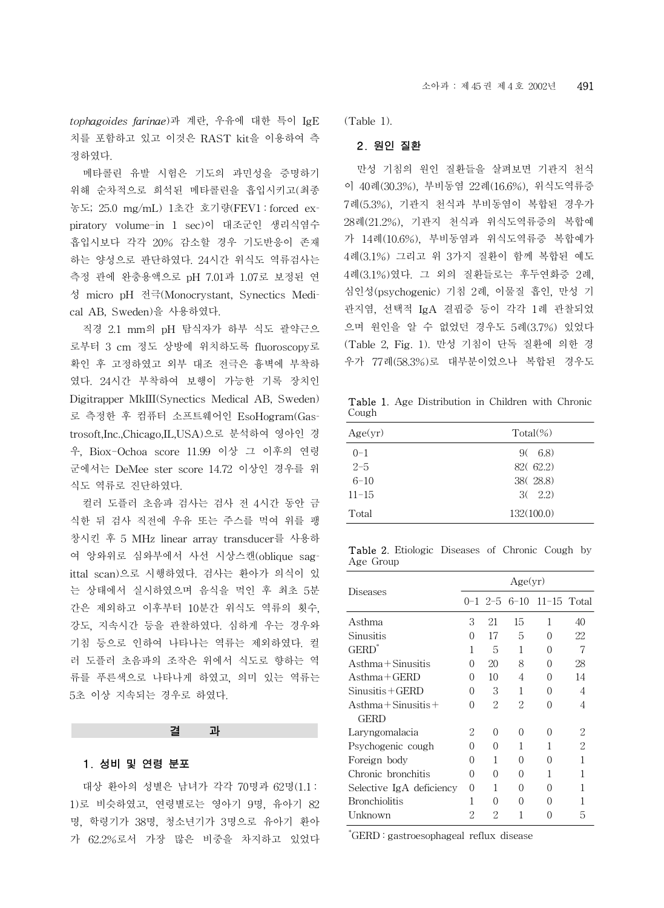tophagoides farinae)과 계란, 우유에 대한 특이 IgE 치를 포함하고 있고 이것은 RAST kit을 이용하여 측정하였다.

메타콜린 유발 시험은 기도의 과민성을 증명하기 위해 순차적으로 희석된 메타콜린을 흡입시키고(최종 농도; 25.0 mg/mL) 1초간 호기량(FEV1 : forced expiratory volume-in 1 sec)이 대조군인 생리식염수 흡입시보다 각각 20% 감소할 경우 기도반응이 존재하는 양성으로 판단하였다. 24시간 위식도 역류검사는 측정 관에 완충용액으로 pH 7.01과 1.07로 보정된 연성 micro pH 전극(Monocrystant, Synectics Medical AB, Sweden)을 사용하였다.

직경 2.1 mm의 pH 탐식자가 하부 식도 괄약근으로부터 3 cm 정도 상방에 위치하도록 fluoroscopy로 확인 후 고정하였고 외부 대조 전극은 흉벽에 부착하였다. 24시간 부착하여 보행이 가능한 기록 장치인 Digitrapper MkIII(Synectics Medical AB, Sweden)로 측정한 후 컴퓨터 소프트웨어인 EsoHogram(Gastrosoft,Inc.,Chicago,IL,USA)으로 분석하여 영아인 경우, Biox-Ochoa score 11.99 이상 그 이후의 연령군에서는 DeMee ster score 14.72 이상인 경우를 위식도 역류로 진단하였다.

컬러 도플러 초음파 검사는 검사 전 4시간 동안 금식한 뒤 검사 직전에 우유 또는 주스를 먹여 위를 팽창시킨 후 5 MHz linear array transducer를 사용하여 앙와위로 심와부에서 사선 시상스캔(oblique sagittal scan)으로 시행하였다. 검사는 환아가 의식이 있는 상태에서 실시하였으며 음식을 먹인 후 최초 5분간은 제외하고 이후부터 10분간 위식도 역류의 횟수, 강도, 지속시간 등을 관찰하였다. 심하게 우는 경우와 기침 등으로 인하여 나타나는 역류는 제외하였다. 컬러 도플러 초음파의 조작은 위에서 식도로 향하는 역류를 푸른색으로 나타나게 하였고, 의미 있는 역류는 5초 이상 지속되는 경우로 하였다.

## 결 과

### 1. 성비 및 연령 분포

대상 환아의 성별은 남녀가 각각 70명과 62명(1.1 : 1)로 비슷하였고, 연령별로는 영아기 9명, 유아기 82명, 학령기가 38명, 청소년기가 3명으로 유아기 환아가 62.2%로서 가장 많은 비중을 차지하고 있었다(Table 1).

### 2. 원인 질환

만성 기침의 원인 질환들을 살펴보면 기관지 천식이 40례(30.3%), 부비동염 22례(16.6%), 위식도역류증 7례(5.3%), 기관지 천식과 부비동염이 복합된 경우가 28례(21.2%), 기관지 천식과 위식도역류증의 복합예가 14례(10.6%), 부비동염과 위식도역류증 복합예가 4례(3.1%) 그리고 위 3가지 질환이 함께 복합된 예도 4례(3.1%)였다. 그 외의 질환들로는 후두연화증 2례, 심인성(psychogenic) 기침 2례, 이물질 흡인, 만성 기관지염, 선택적 IgA 결핍증 등이 각각 1례 관찰되었으며 원인을 알 수 없었던 경우도 5례(3.7%) 있었다(Table 2, Fig. 1). 만성 기침이 단독 질환에 의한 경우가 77례(58.3%)로 대부분이었으나 복합된 경우도

**Table 1.** Age Distribution in Children with Chronic Cough

| Age(yr) | Total(%) |
|---|---|
| 0-1 | 9( 6.8) |
| 2-5 | 82( 62.2) |
| 6-10 | 38( 28.8) |
| 11-15 | 3( 2.2) |
| Total | 132(100.0) |

**Table 2.** Etiologic Diseases of Chronic Cough by Age Group

| Diseases | Age(yr) | | | | |
|---|---|---|---|---|---|
| | 0-1 | 2-5 | 6-10 | 11-15 | Total |
| Asthma | 3 | 21 | 15 | 1 | 40 |
| Sinusitis | 0 | 17 | 5 | 0 | 22 |
| GERD* | 1 | 5 | 1 | 0 | 7 |
| Asthma+Sinusitis | 0 | 20 | 8 | 0 | 28 |
| Asthma+GERD | 0 | 10 | 4 | 0 | 14 |
| Sinusitis+GERD | 0 | 3 | 1 | 0 | 4 |
| Asthma+Sinusitis+GERD | 0 | 2 | 2 | 0 | 4 |
| Laryngomalacia | 2 | 0 | 0 | 0 | 2 |
| Psychogenic cough | 0 | 0 | 1 | 1 | 2 |
| Foreign body | 0 | 1 | 0 | 0 | 1 |
| Chronic bronchitis | 0 | 0 | 0 | 1 | 1 |
| Selective IgA deficiency | 0 | 1 | 0 | 0 | 1 |
| Bronchiolitis | 1 | 0 | 0 | 0 | 1 |
| Unknown | 2 | 2 | 1 | 0 | 5 |

*GERD : gastroesophageal reflux disease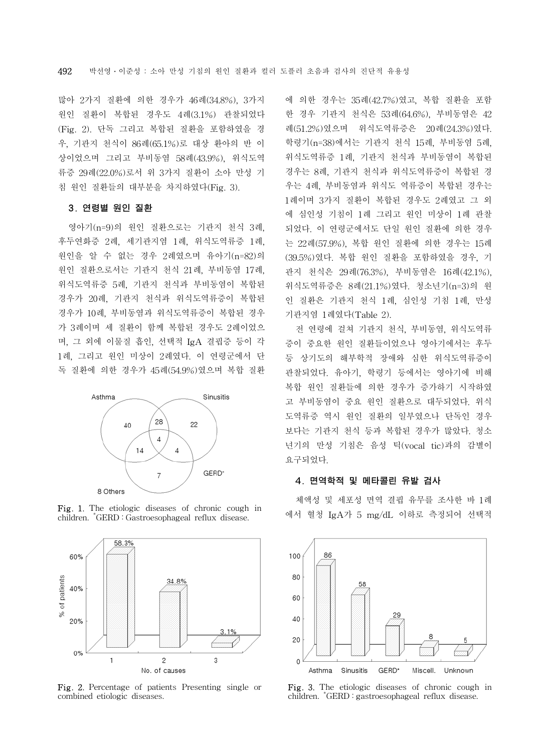많아 2가지 질환에 의한 경우가 46례(34.8%), 3가지 원인 질환이 복합된 경우도 4례(3.1%) 관찰되었다(Fig. 2). 단독 그리고 복합된 질환을 포함하였을 경우, 기관지 천식이 86례(65.1%)로 대상 환아의 반 이상이었으며 그리고 부비동염 58례(43.9%), 위식도역류증 29례(22.0%)로서 위 3가지 질환이 소아 만성 기침 원인 질환들의 대부분을 차지하였다(Fig. 3).

### 3. 연령별 원인 질환

영아기(n=9)의 원인 질환으로는 기관지 천식 3례, 후두연화증 2례, 세기관지염 1례, 위식도역류증 1례, 원인을 알 수 없는 경우 2례였으며 유아기(n=82)의 원인 질환으로서는 기관지 천식 21례, 부비동염 17례, 위식도역류증 5례, 기관지 천식과 부비동염이 복합된 경우가 20례, 기관지 천식과 위식도역류증이 복합된 경우가 10례, 부비동염과 위식도역류증이 복합된 경우가 3례이며 세 질환이 함께 복합된 경우도 2례이었으며, 그 외에 이물질 흡인, 선택적 IgA 결핍증 등이 각 1례, 그리고 원인 미상이 2례였다. 이 연령군에서 단독 질환에 의한 경우가 45례(54.9%)였으며 복합 질환에 의한 경우는 35례(42.7%)였고, 복합 질환을 포함한 경우 기관지 천식은 53례(64.6%), 부비동염은 42례(51.2%)였으며 위식도역류증은 20례(24.3%)였다. 학령기(n=38)에서는 기관지 천식 15례, 부비동염 5례, 위식도역류증 1례, 기관지 천식과 부비동염이 복합된 경우는 8례, 기관지 천식과 위식도역류증이 복합된 경우는 4례, 부비동염과 위식도 역류증이 복합된 경우는 1례이며 3가지 질환이 복합된 경우도 2례였고 그 외에 심인성 기침이 1례 그리고 원인 미상이 1례 관찰되었다. 이 연령군에서도 단일 원인 질환에 의한 경우는 22례(57.9%), 복합 원인 질환에 의한 경우는 15례(39.5%)였다. 복합 원인 질환을 포함하였을 경우, 기관지 천식은 29례(76.3%), 부비동염은 16례(42.1%), 위식도역류증은 8례(21.1%)였다. 청소년기(n=3)의 원인 질환은 기관지 천식 1례, 심인성 기침 1례, 만성 기관지염 1례였다(Table 2).

전 연령에 걸쳐 기관지 천식, 부비동염, 위식도역류증이 중요한 원인 질환들이었으나 영아기에서는 후두 등 상기도의 해부학적 장애와 심한 위식도역류증이 관찰되었다. 유아기, 학령기 등에서는 영아기에 비해 복합 원인 질환들에 의한 경우가 증가하기 시작하였고 부비동염이 중요 원인 질환으로 대두되었다. 위식도역류증 역시 원인 질환의 일부였으나 단독인 경우보다는 기관지 천식 등과 복합된 경우가 많았다. 청소년기의 만성 기침은 음성 틱(vocal tic)과의 감별이 요구되었다.

### 4. 면역학적 및 메타콜린 유발 검사

체액성 및 세포성 면역 결핍 유무를 조사한 바 1례에서 혈청 IgA가 5 mg/dL 이하로 측정되어 선택적

**Fig. 1.** The etiologic diseases of chronic cough in children. *GERD : Gastroesophageal reflux disease.

**Fig. 2.** Percentage of patients Presenting single or combined etiologic diseases.

**Fig. 3.** The etiologic diseases of chronic cough in children. *GERD : gastroesophageal reflux disease.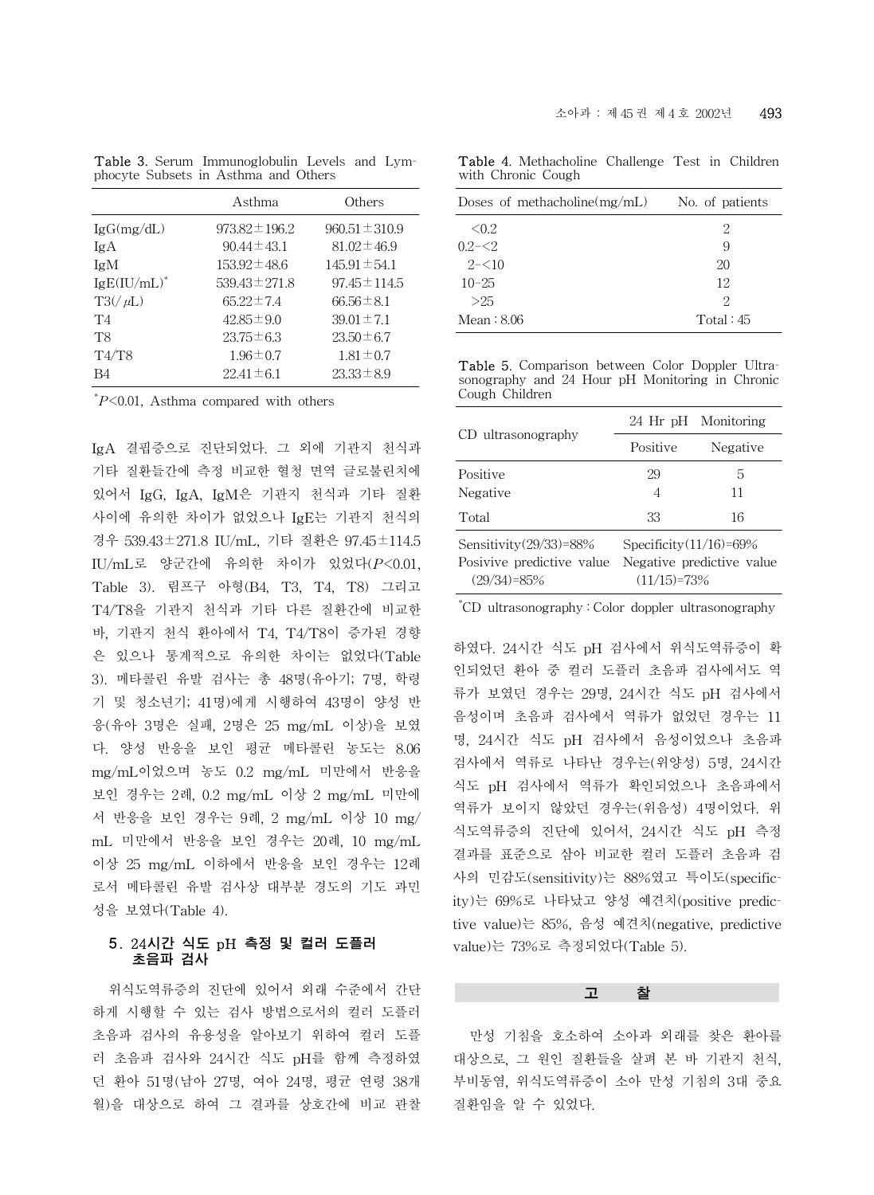Table 3. Serum Immunoglobulin Levels and Lymphocyte Subsets in Asthma and Others

| | Asthma | Others |
|---|---|---|
| IgG(mg/dL) | 973.82±196.2 | 960.51±310.9 |
| IgA | 90.44±43.1 | 81.02±46.9 |
| IgM | 153.92±48.6 | 145.91±54.1 |
| IgE(IU/mL)* | 539.43±271.8 | 97.45±114.5 |
| T3(/μL) | 65.22±7.4 | 66.56±8.1 |
| T4 | 42.85±9.0 | 39.01±7.1 |
| T8 | 23.75±6.3 | 23.50±6.7 |
| T4/T8 | 1.96±0.7 | 1.81±0.7 |
| B4 | 22.41±6.1 | 23.33±8.9 |

*$P<0.01$, Asthma compared with others

IgA 결핍증으로 진단되었다. 그 외에 기관지 천식과 기타 질환들간에 측정 비교한 혈청 면역 글로불린치에 있어서 IgG, IgA, IgM은 기관지 천식과 기타 질환 사이에 유의한 차이가 없었으나 IgE는 기관지 천식의 경우 539.43±271.8 IU/mL, 기타 질환은 97.45±114.5 IU/mL로 양군간에 유의한 차이가 있었다($P<0.01$, Table 3). 림프구 아형(B4, T3, T4, T8) 그리고 T4/T8을 기관지 천식과 기타 다른 질환간에 비교한 바, 기관지 천식 환아에서 T4, T4/T8이 증가된 경향은 있으나 통계적으로 유의한 차이는 없었다(Table 3). 메타콜린 유발 검사는 총 48명(유아기; 7명, 학령기 및 청소년기; 41명)에게 시행하여 43명이 양성 반응(유아 3명은 실패, 2명은 25 mg/mL 이상)을 보였다. 양성 반응을 보인 평균 메타콜린 농도는 8.06 mg/mL이었으며 농도 0.2 mg/mL 미만에서 반응을 보인 경우는 2례, 0.2 mg/mL 이상 2 mg/mL 미만에서 반응을 보인 경우는 9례, 2 mg/mL 이상 10 mg/mL 미만에서 반응을 보인 경우는 20례, 10 mg/mL 이상 25 mg/mL 이하에서 반응을 보인 경우는 12례로서 메타콜린 유발 검사상 대부분 경도의 기도 과민성을 보였다(Table 4).

### 5. 24시간 식도 pH 측정 및 컬러 도플러 초음파 검사

위식도역류증의 진단에 있어서 외래 수준에서 간단하게 시행할 수 있는 검사 방법으로서의 컬러 도플러 초음파 검사의 유용성을 알아보기 위하여 컬러 도플러 초음파 검사와 24시간 식도 pH를 함께 측정하였던 환아 51명(남아 27명, 여아 24명, 평균 연령 38개월)을 대상으로 하여 그 결과를 상호간에 비교 관찰하였다. 24시간 식도 pH 검사에서 위식도역류증이 확인되었던 환아 중 컬러 도플러 초음파 검사에서도 역류가 보였던 경우는 29명, 24시간 식도 pH 검사에서 음성이며 초음파 검사에서 역류가 없었던 경우는 11명, 24시간 식도 pH 검사에서 음성이었으나 초음파 검사에서 역류로 나타난 경우는(위양성) 5명, 24시간 식도 pH 검사에서 역류가 확인되었으나 초음파에서 역류가 보이지 않았던 경우는(위음성) 4명이었다. 위식도역류증의 진단에 있어서, 24시간 식도 pH 측정 결과를 표준으로 삼아 비교한 컬러 도플러 초음파 검사의 민감도(sensitivity)는 88%였고 특이도(specificity)는 69%로 나타났고 양성 예견치(positive predictive value)는 85%, 음성 예견치(negative, predictive value)는 73%로 측정되었다(Table 5).

Table 4. Methacholine Challenge Test in Children with Chronic Cough

| Doses of methacholine(mg/mL) | No. of patients |
|---|---|
| <0.2 | 2 |
| 0.2–<2 | 9 |
| 2–<10 | 20 |
| 10–25 | 12 |
| >25 | 2 |
| Mean : 8.06 | Total : 45 |

Table 5. Comparison between Color Doppler Ultrasonography and 24 Hour pH Monitoring in Chronic Cough Children

| CD ultrasonography | 24 Hr pH Monitoring | |
|---|---|---|
| | Positive | Negative |
| Positive | 29 | 5 |
| Negative | 4 | 11 |
| Total | 33 | 16 |
| Sensitivity(29/33)=88% | Specificity(11/16)=69% | |
| Posivive predictive value (29/34)=85% | Negative predictive value (11/15)=73% | |

*CD ultrasonography : Color doppler ultrasonography

## 고 찰

만성 기침을 호소하여 소아과 외래를 찾은 환아를 대상으로, 그 원인 질환들을 살펴 본 바 기관지 천식, 부비동염, 위식도역류증이 소아 만성 기침의 3대 중요 질환임을 알 수 있었다.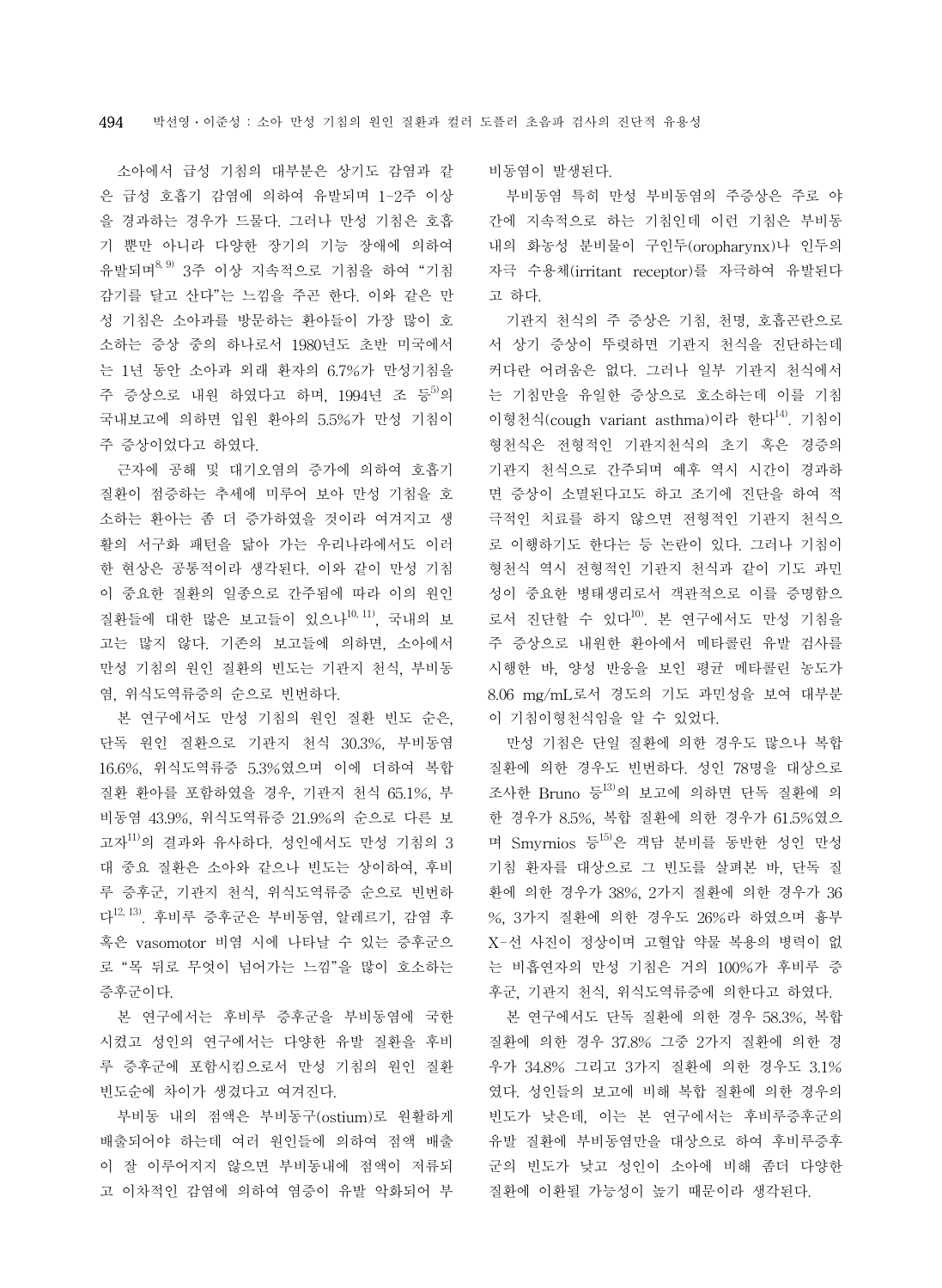소아에서 급성 기침의 대부분은 상기도 감염과 같은 급성 호흡기 감염에 의하여 유발되며 1-2주 이상을 경과하는 경우가 드물다. 그러나 만성 기침은 호흡기 뿐만 아니라 다양한 장기의 기능 장애에 의하여 유발되며[8, 9] 3주 이상 지속적으로 기침을 하여 "기침 감기를 달고 산다"는 느낌을 주곤 한다. 이와 같은 만성 기침은 소아과를 방문하는 환아들이 가장 많이 호소하는 증상 중의 하나로서 1980년도 초반 미국에서는 1년 동안 소아과 외래 환자의 6.7%가 만성기침을 주 증상으로 내원 하였다고 하며, 1994년 조 등[5]의 국내보고에 의하면 입원 환아의 5.5%가 만성 기침이 주 증상이었다고 하였다.

근자에 공해 및 대기오염의 증가에 의하여 호흡기 질환이 점증하는 추세에 미루어 보아 만성 기침을 호소하는 환아는 좀 더 증가하였을 것이라 여겨지고 생활의 서구화 패턴을 닮아 가는 우리나라에서도 이러한 현상은 공통적이라 생각된다. 이와 같이 만성 기침이 중요한 질환의 일종으로 간주됨에 따라 이의 원인 질환들에 대한 많은 보고들이 있으나[10, 11], 국내의 보고는 많지 않다. 기존의 보고들에 의하면, 소아에서 만성 기침의 원인 질환의 빈도는 기관지 천식, 부비동염, 위식도역류증의 순으로 빈번하다.

본 연구에서도 만성 기침의 원인 질환 빈도 순은, 단독 원인 질환으로 기관지 천식 30.3%, 부비동염 16.6%, 위식도역류증 5.3%였으며 이에 더하여 복합 질환 환아를 포함하였을 경우, 기관지 천식 65.1%, 부비동염 43.9%, 위식도역류증 21.9%의 순으로 다른 보고자[11]의 결과와 유사하다. 성인에서도 만성 기침의 3대 중요 질환은 소아와 같으나 빈도는 상이하여, 후비루 증후군, 기관지 천식, 위식도역류증 순으로 빈번하다[12, 13]. 후비루 증후군은 부비동염, 알레르기, 감염 후 혹은 vasomotor 비염 시에 나타날 수 있는 증후군으로 "목 뒤로 무엇이 넘어가는 느낌"을 많이 호소하는 증후군이다.

본 연구에서는 후비루 증후군을 부비동염에 국한시켰고 성인의 연구에서는 다양한 유발 질환을 후비루 증후군에 포함시킴으로서 만성 기침의 원인 질환 빈도순에 차이가 생겼다고 여겨진다.

부비동 내의 점액은 부비동구(ostium)로 원활하게 배출되어야 하는데 여러 원인들에 의하여 점액 배출이 잘 이루어지지 않으면 부비동내에 점액이 저류되고 이차적인 감염에 의하여 염증이 유발 악화되어 부비동염이 발생된다.

부비동염 특히 만성 부비동염의 주증상은 주로 야간에 지속적으로 하는 기침인데 이런 기침은 부비동내의 화농성 분비물이 구인두(oropharynx)나 인두의 자극 수용체(irritant receptor)를 자극하여 유발된다고 하다.

기관지 천식의 주 증상은 기침, 천명, 호흡곤란으로서 상기 증상이 뚜렷하면 기관지 천식을 진단하는데 커다란 어려움은 없다. 그러나 일부 기관지 천식에서는 기침만을 유일한 증상으로 호소하는데 이를 기침이형천식(cough variant asthma)이라 한다[14]. 기침이형천식은 전형적인 기관지천식의 초기 혹은 경증의 기관지 천식으로 간주되며 예후 역시 시간이 경과하면 증상이 소멸된다고도 하고 조기에 진단을 하여 적극적인 치료를 하지 않으면 전형적인 기관지 천식으로 이행하기도 한다는 등 논란이 있다. 그러나 기침이형천식 역시 전형적인 기관지 천식과 같이 기도 과민성이 중요한 병태생리로서 객관적으로 이를 증명함으로서 진단할 수 있다[10]. 본 연구에서도 만성 기침을 주 증상으로 내원한 환아에서 메타콜린 유발 검사를 시행한 바, 양성 반응을 보인 평균 메타콜린 농도가 8.06 mg/mL로서 경도의 기도 과민성을 보여 대부분이 기침이형천식임을 알 수 있었다.

만성 기침은 단일 질환에 의한 경우도 많으나 복합 질환에 의한 경우도 빈번하다. 성인 78명을 대상으로 조사한 Bruno 등[13]의 보고에 의하면 단독 질환에 의한 경우가 8.5%, 복합 질환에 의한 경우가 61.5%였으며 Smyrnios 등[15]은 객담 분비를 동반한 성인 만성 기침 환자를 대상으로 그 빈도를 살펴본 바, 단독 질환에 의한 경우가 38%, 2가지 질환에 의한 경우가 36%, 3가지 질환에 의한 경우도 26%라 하였으며 흉부 X-선 사진이 정상이며 고혈압 약물 복용의 병력이 없는 비흡연자의 만성 기침은 거의 100%가 후비루 증후군, 기관지 천식, 위식도역류증에 의한다고 하였다.

본 연구에서도 단독 질환에 의한 경우 58.3%, 복합 질환에 의한 경우 37.8% 그중 2가지 질환에 의한 경우가 34.8% 그리고 3가지 질환에 의한 경우도 3.1%였다. 성인들의 보고에 비해 복합 질환에 의한 경우의 빈도가 낮은데, 이는 본 연구에서는 후비루증후군의 유발 질환에 부비동염만을 대상으로 하여 후비루증후군의 빈도가 낮고 성인이 소아에 비해 좀더 다양한 질환에 이환될 가능성이 높기 때문이라 생각된다.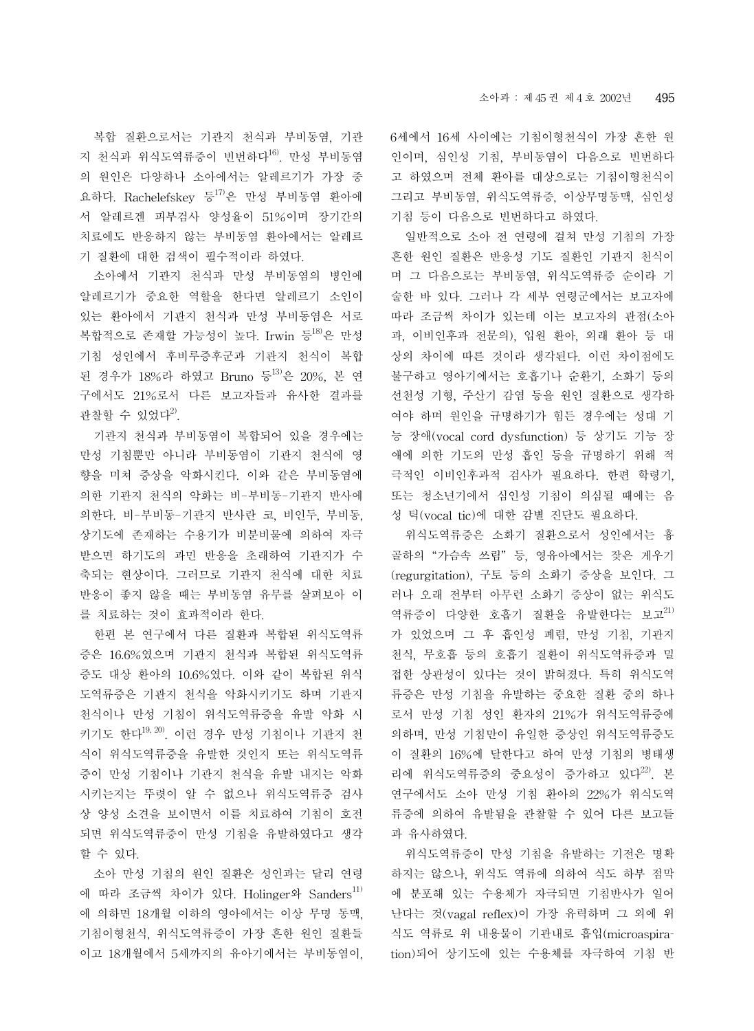복합 질환으로서는 기관지 천식과 부비동염, 기관지 천식과 위식도역류증이 빈번하다[16]. 만성 부비동염의 원인은 다양하나 소아에서는 알레르기가 가장 중요하다. Rachelefskey 등[17]은 만성 부비동염 환아에서 알레르겐 피부검사 양성율이 51%이며 장기간의 치료에도 반응하지 않는 부비동염 환아에서는 알레르기 질환에 대한 검색이 필수적이라 하였다.

소아에서 기관지 천식과 만성 부비동염의 병인에 알레르기가 중요한 역할을 한다면 알레르기 소인이 있는 환아에서 기관지 천식과 만성 부비동염은 서로 복합적으로 존재할 가능성이 높다. Irwin 등[18]은 만성 기침 성인에서 후비루증후군과 기관지 천식이 복합된 경우가 18%라 하였고 Bruno 등[13]은 20%, 본 연구에서도 21%로서 다른 보고자들과 유사한 결과를 관찰할 수 있었다[2].

기관지 천식과 부비동염이 복합되어 있을 경우에는 만성 기침뿐만 아니라 부비동염이 기관지 천식에 영향을 미쳐 증상을 악화시킨다. 이와 같은 부비동염에 의한 기관지 천식의 악화는 비-부비동-기관지 반사에 의한다. 비-부비동-기관지 반사란 코, 비인두, 부비동, 상기도에 존재하는 수용기가 비분비물에 의하여 자극받으면 하기도의 과민 반응을 초래하여 기관지가 수축되는 현상이다. 그러므로 기관지 천식에 대한 치료 반응이 좋지 않을 때는 부비동염 유무를 살펴보아 이를 치료하는 것이 효과적이라 한다.

한편 본 연구에서 다른 질환과 복합된 위식도역류증은 16.6%였으며 기관지 천식과 복합된 위식도역류증도 대상 환아의 10.6%였다. 이와 같이 복합된 위식도역류증은 기관지 천식을 악화시키기도 하며 기관지 천식이나 만성 기침이 위식도역류증을 유발 악화 시키기도 한다[19, 20]. 이런 경우 만성 기침이나 기관지 천식이 위식도역류증을 유발한 것인지 또는 위식도역류증이 만성 기침이나 기관지 천식을 유발 내지는 악화시키는지는 뚜렷이 알 수 없으나 위식도역류증 검사상 양성 소견을 보이면서 이를 치료하여 기침이 호전되면 위식도역류증이 만성 기침을 유발하였다고 생각할 수 있다.

소아 만성 기침의 원인 질환은 성인과는 달리 연령에 따라 조금씩 차이가 있다. Holinger와 Sanders[11]에 의하면 18개월 이하의 영아에서는 이상 무명 동맥, 기침이형천식, 위식도역류증이 가장 흔한 원인 질환들이고 18개월에서 5세까지의 유아기에서는 부비동염이, 6세에서 16세 사이에는 기침이형천식이 가장 흔한 원인이며, 심인성 기침, 부비동염이 다음으로 빈번하다고 하였으며 전체 환아를 대상으로는 기침이형천식이 그리고 부비동염, 위식도역류증, 이상무명동맥, 심인성 기침 등이 다음으로 빈번하다고 하였다.

일반적으로 소아 전 연령에 걸쳐 만성 기침의 가장 흔한 원인 질환은 반응성 기도 질환인 기관지 천식이며 그 다음으로는 부비동염, 위식도역류증 순이라 기술한 바 있다. 그러나 각 세부 연령군에서는 보고자에 따라 조금씩 차이가 있는데 이는 보고자의 관점(소아과, 이비인후과 전문의), 입원 환아, 외래 환아 등 대상의 차이에 따른 것이라 생각된다. 이런 차이점에도 불구하고 영아기에서는 호흡기나 순환기, 소화기 등의 선천성 기형, 주산기 감염 등을 원인 질환으로 생각하여야 하며 원인을 규명하기가 힘든 경우에는 성대 기능 장애(vocal cord dysfunction) 등 상기도 기능 장애에 의한 기도의 만성 흡인 등을 규명하기 위해 적극적인 이비인후과적 검사가 필요하다. 한편 학령기, 또는 청소년기에서 심인성 기침이 의심될 때에는 음성 틱(vocal tic)에 대한 감별 진단도 필요하다.

위식도역류증은 소화기 질환으로서 성인에서는 흉골하의 "가슴속 쓰림" 등, 영유아에서는 잦은 게우기(regurgitation), 구토 등의 소화기 증상을 보인다. 그러나 오래 전부터 아무런 소화기 증상이 없는 위식도역류증이 다양한 호흡기 질환을 유발한다는 보고[21]가 있었으며 그 후 흡인성 폐렴, 만성 기침, 기관지 천식, 무호흡 등의 호흡기 질환이 위식도역류증과 밀접한 상관성이 있다는 것이 밝혀졌다. 특히 위식도역류증은 만성 기침을 유발하는 중요한 질환 중의 하나로서 만성 기침 성인 환자의 21%가 위식도역류증에 의하며, 만성 기침만이 유일한 증상인 위식도역류증도 이 질환의 16%에 달한다고 하여 만성 기침의 병태생리에 위식도역류증의 중요성이 증가하고 있다[22]. 본 연구에서도 소아 만성 기침 환아의 22%가 위식도역류증에 의하여 유발됨을 관찰할 수 있어 다른 보고들과 유사하였다.

위식도역류증이 만성 기침을 유발하는 기전은 명확하지는 않으나, 위식도 역류에 의하여 식도 하부 점막에 분포해 있는 수용체가 자극되면 기침반사가 일어난다는 것(vagal reflex)이 가장 유력하며 그 외에 위식도 역류로 위 내용물이 기관내로 흡입(microaspiration)되어 상기도에 있는 수용체를 자극하여 기침 반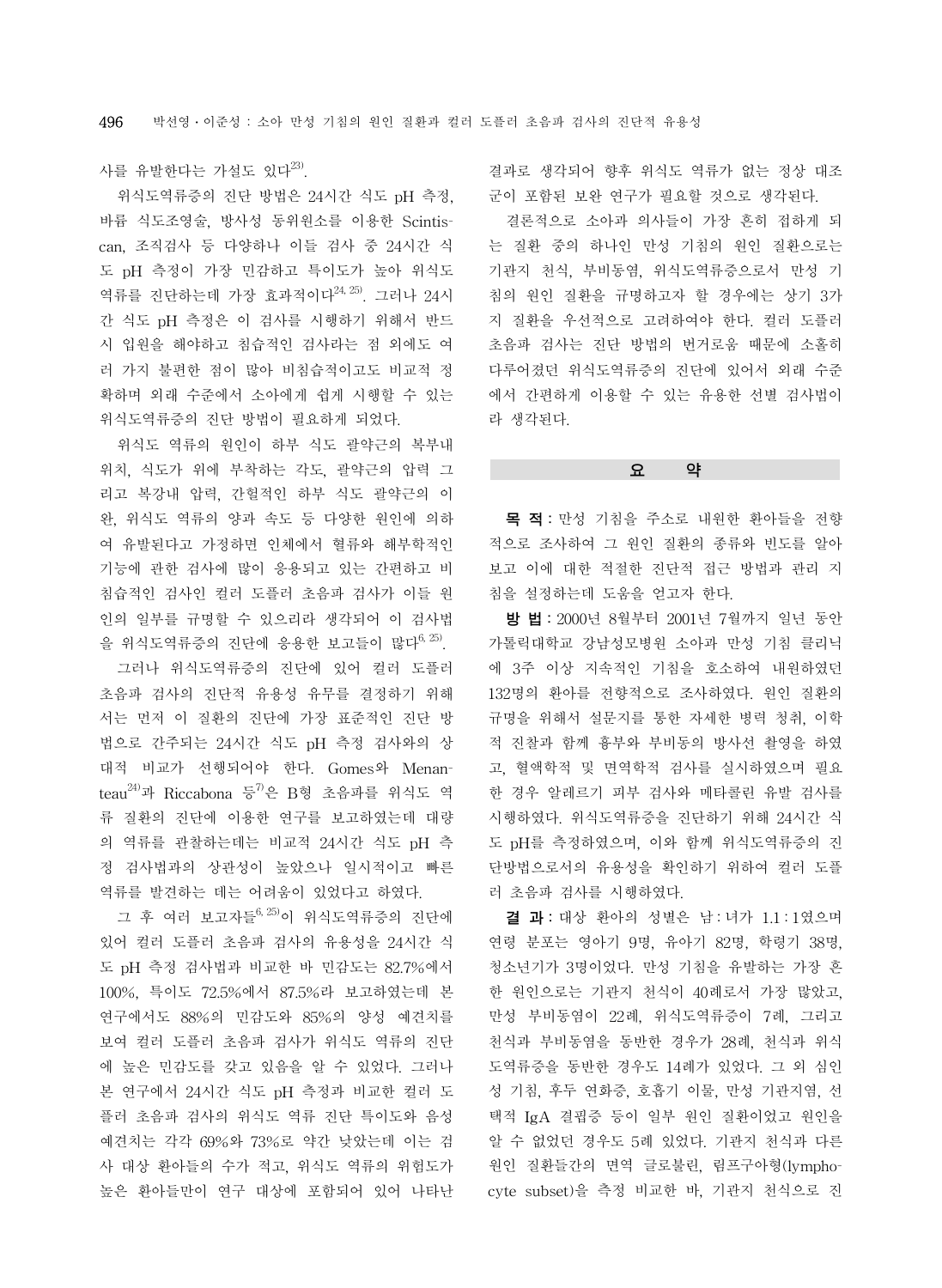사를 유발한다는 가설도 있다[23].

위식도역류증의 진단 방법은 24시간 식도 pH 측정, 바륨 식도조영술, 방사성 동위원소를 이용한 Scintiscan, 조직검사 등 다양하나 이들 검사 중 24시간 식도 pH 측정이 가장 민감하고 특이도가 높아 위식도 역류를 진단하는데 가장 효과적이다[24, 25]. 그러나 24시간 식도 pH 측정은 이 검사를 시행하기 위해서 반드시 입원을 해야하고 침습적인 검사라는 점 외에도 여러 가지 불편한 점이 많아 비침습적이고도 비교적 정확하며 외래 수준에서 소아에게 쉽게 시행할 수 있는 위식도역류증의 진단 방법이 필요하게 되었다.

위식도 역류의 원인이 하부 식도 괄약근의 복부내 위치, 식도가 위에 부착하는 각도, 괄약근의 압력 그리고 복강내 압력, 간헐적인 하부 식도 괄약근의 이완, 위식도 역류의 양과 속도 등 다양한 원인에 의하여 유발된다고 가정하면 인체에서 혈류와 해부학적인 기능에 관한 검사에 많이 응용되고 있는 간편하고 비침습적인 검사인 컬러 도플러 초음파 검사가 이들 원인의 일부를 규명할 수 있으리라 생각되어 이 검사법을 위식도역류증의 진단에 응용한 보고들이 많다[6, 25].

그러나 위식도역류증의 진단에 있어 컬러 도플러 초음파 검사의 진단적 유용성 유무를 결정하기 위해서는 먼저 이 질환의 진단에 가장 표준적인 진단 방법으로 간주되는 24시간 식도 pH 측정 검사와의 상대적 비교가 선행되어야 한다. Gomes와 Menanteau[24]과 Riccabona 등[7]은 B형 초음파를 위식도 역류 질환의 진단에 이용한 연구를 보고하였는데 대량의 역류를 관찰하는데는 비교적 24시간 식도 pH 측정 검사법과의 상관성이 높았으나 일시적이고 빠른 역류를 발견하는 데는 어려움이 있었다고 하였다.

그 후 여러 보고자들[6, 25]이 위식도역류증의 진단에 있어 컬러 도플러 초음파 검사의 유용성을 24시간 식도 pH 측정 검사법과 비교한 바 민감도는 82.7%에서 100%, 특이도 72.5%에서 87.5%라 보고하였는데 본 연구에서도 88%의 민감도와 85%의 양성 예견치를 보여 컬러 도플러 초음파 검사가 위식도 역류의 진단에 높은 민감도를 갖고 있음을 알 수 있었다. 그러나 본 연구에서 24시간 식도 pH 측정과 비교한 컬러 도플러 초음파 검사의 위식도 역류 진단 특이도와 음성 예견치는 각각 69%와 73%로 약간 낮았는데 이는 검사 대상 환아들의 수가 적고, 위식도 역류의 위험도가 높은 환아들만이 연구 대상에 포함되어 있어 나타난 결과로 생각되어 향후 위식도 역류가 없는 정상 대조군이 포함된 보완 연구가 필요할 것으로 생각된다.

결론적으로 소아과 의사들이 가장 흔히 접하게 되는 질환 중의 하나인 만성 기침의 원인 질환으로는 기관지 천식, 부비동염, 위식도역류증으로서 만성 기침의 원인 질환을 규명하고자 할 경우에는 상기 3가지 질환을 우선적으로 고려하여야 한다. 컬러 도플러 초음파 검사는 진단 방법의 번거로움 때문에 소홀히 다루어졌던 위식도역류증의 진단에 있어서 외래 수준에서 간편하게 이용할 수 있는 유용한 선별 검사법이라 생각된다.

## 요 약

**목 적** : 만성 기침을 주소로 내원한 환아들을 전향적으로 조사하여 그 원인 질환의 종류와 빈도를 알아보고 이에 대한 적절한 진단적 접근 방법과 관리 지침을 설정하는데 도움을 얻고자 한다.

**방 법** : 2000년 8월부터 2001년 7월까지 일년 동안 가톨릭대학교 강남성모병원 소아과 만성 기침 클리닉에 3주 이상 지속적인 기침을 호소하여 내원하였던 132명의 환아를 전향적으로 조사하였다. 원인 질환의 규명을 위해서 설문지를 통한 자세한 병력 청취, 이학적 진찰과 함께 흉부와 부비동의 방사선 촬영을 하였고, 혈액학적 및 면역학적 검사를 실시하였으며 필요한 경우 알레르기 피부 검사와 메타콜린 유발 검사를 시행하였다. 위식도역류증을 진단하기 위해 24시간 식도 pH를 측정하였으며, 이와 함께 위식도역류증의 진단방법으로서의 유용성을 확인하기 위하여 컬러 도플러 초음파 검사를 시행하였다.

**결 과** : 대상 환아의 성별은 남 : 녀가 1.1 : 1였으며 연령 분포는 영아기 9명, 유아기 82명, 학령기 38명, 청소년기가 3명이었다. 만성 기침을 유발하는 가장 흔한 원인으로는 기관지 천식이 40례로서 가장 많았고, 만성 부비동염이 22례, 위식도역류증이 7례, 그리고 천식과 부비동염을 동반한 경우가 28례, 천식과 위식도역류증을 동반한 경우도 14례가 있었다. 그 외 심인성 기침, 후두 연화증, 호흡기 이물, 만성 기관지염, 선택적 IgA 결핍증 등이 일부 원인 질환이었고 원인을 알 수 없었던 경우도 5례 있었다. 기관지 천식과 다른 원인 질환들간의 면역 글로불린, 림프구아형(lymphocyte subset)을 측정 비교한 바, 기관지 천식으로 진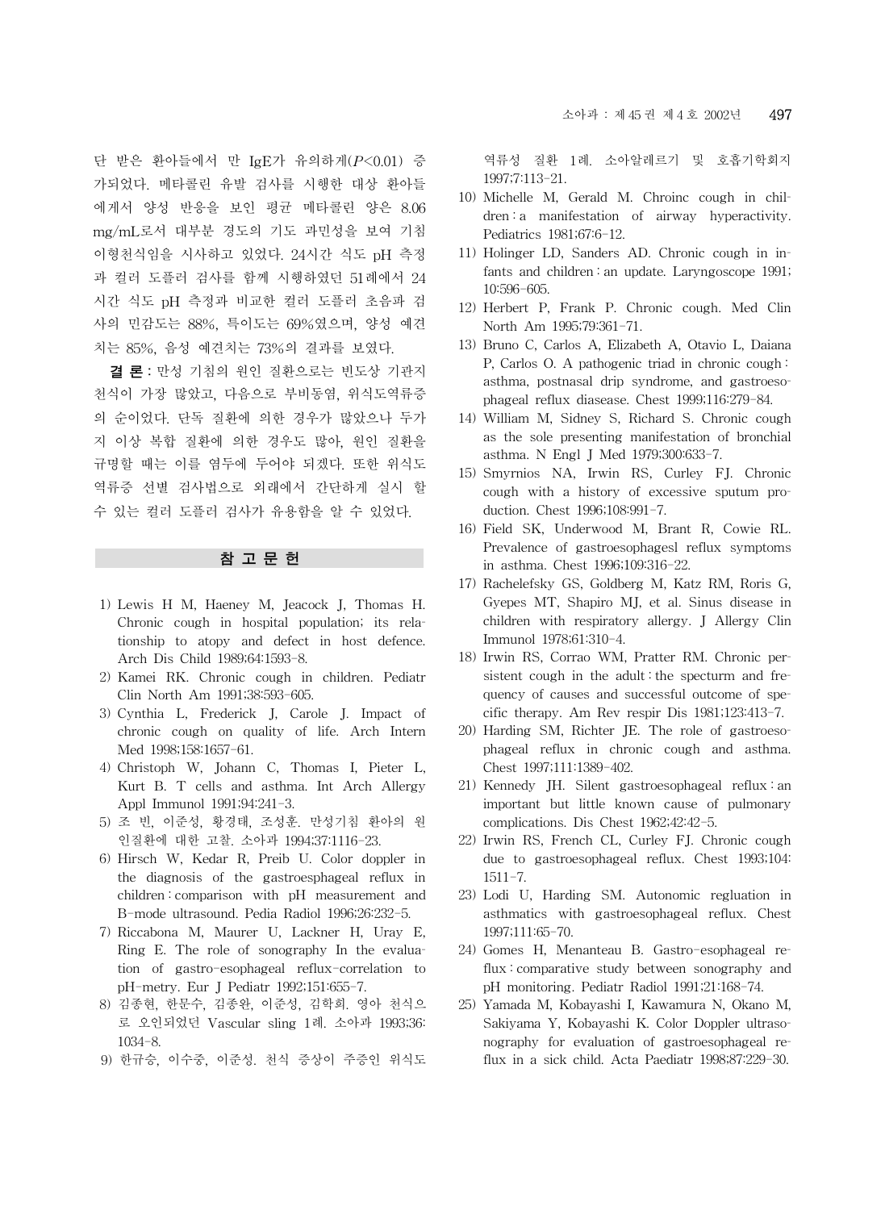단 받은 환아들에서 만 IgE가 유의하게($P<0.01$) 증가되었다. 메타콜린 유발 검사를 시행한 대상 환아들에게서 양성 반응을 보인 평균 메타콜린 양은 8.06 mg/mL로서 대부분 경도의 기도 과민성을 보여 기침이형천식임을 시사하고 있었다. 24시간 식도 pH 측정과 컬러 도플러 검사를 함께 시행하였던 51례에서 24시간 식도 pH 측정과 비교한 컬러 도플러 초음파 검사의 민감도는 88%, 특이도는 69%였으며, 양성 예견치는 85%, 음성 예견치는 73%의 결과를 보였다.

**결 론** : 만성 기침의 원인 질환으로는 빈도상 기관지 천식이 가장 많았고, 다음으로 부비동염, 위식도역류증의 순이었다. 단독 질환에 의한 경우가 많았으나 두가지 이상 복합 질환에 의한 경우도 많아, 원인 질환을 규명할 때는 이를 염두에 두어야 되겠다. 또한 위식도역류증 선별 검사법으로 외래에서 간단하게 실시 할 수 있는 컬러 도플러 검사가 유용함을 알 수 있었다.

## 참 고 문 헌

1) Lewis H M, Haeney M, Jeacock J, Thomas H. Chronic cough in hospital population; its relationship to atopy and defect in host defence. Arch Dis Child 1989;64:1593-8.
2) Kamei RK. Chronic cough in children. Pediatr Clin North Am 1991;38:593-605.
3) Cynthia L, Frederick J, Carole J. Impact of chronic cough on quality of life. Arch Intern Med 1998;158:1657-61.
4) Christoph W, Johann C, Thomas I, Pieter L, Kurt B. T cells and asthma. Int Arch Allergy Appl Immunol 1991;94:241-3.
5) 조 빈, 이준성, 황경태, 조성훈. 만성기침 환아의 원인질환에 대한 고찰. 소아과 1994;37:1116-23.
6) Hirsch W, Kedar R, Preib U. Color doppler in the diagnosis of the gastroesphageal reflux in children : comparison with pH measurement and B-mode ultrasound. Pedia Radiol 1996;26:232-5.
7) Riccabona M, Maurer U, Lackner H, Uray E, Ring E. The role of sonography In the evaluation of gastro-esophageal reflux-correlation to pH-metry. Eur J Pediatr 1992;151:655-7.
8) 김종현, 한문수, 김종완, 이준성, 김학희. 영아 천식으로 오인되었던 Vascular sling 1례. 소아과 1993;36:1034-8.
9) 한규승, 이수중, 이준성. 천식 증상이 주증인 위식도 역류성 질환 1례. 소아알레르기 및 호흡기학회지 1997;7:113-21.
10) Michelle M, Gerald M. Chroinc cough in children : a manifestation of airway hyperactivity. Pediatrics 1981;67:6-12.
11) Holinger LD, Sanders AD. Chronic cough in infants and children : an update. Laryngoscope 1991; 10:596-605.
12) Herbert P, Frank P. Chronic cough. Med Clin North Am 1995;79:361-71.
13) Bruno C, Carlos A, Elizabeth A, Otavio L, Daiana P, Carlos O. A pathogenic triad in chronic cough : asthma, postnasal drip syndrome, and gastroesophageal reflux diasease. Chest 1999;116:279-84.
14) William M, Sidney S, Richard S. Chronic cough as the sole presenting manifestation of bronchial asthma. N Engl J Med 1979;300:633-7.
15) Smyrnios NA, Irwin RS, Curley FJ. Chronic cough with a history of excessive sputum production. Chest 1996;108:991-7.
16) Field SK, Underwood M, Brant R, Cowie RL. Prevalence of gastroesophagesl reflux symptoms in asthma. Chest 1996;109:316-22.
17) Rachelefsky GS, Goldberg M, Katz RM, Roris G, Gyepes MT, Shapiro MJ, et al. Sinus disease in children with respiratory allergy. J Allergy Clin Immunol 1978;61:310-4.
18) Irwin RS, Corrao WM, Pratter RM. Chronic persistent cough in the adult : the specturm and frequency of causes and successful outcome of specific therapy. Am Rev respir Dis 1981;123:413-7.
20) Harding SM, Richter JE. The role of gastroesophageal reflux in chronic cough and asthma. Chest 1997;111:1389-402.
21) Kennedy JH. Silent gastroesophageal reflux : an important but little known cause of pulmonary complications. Dis Chest 1962;42:42-5.
22) Irwin RS, French CL, Curley FJ. Chronic cough due to gastroesophageal reflux. Chest 1993;104:1511-7.
23) Lodi U, Harding SM. Autonomic regluation in asthmatics with gastroesophageal reflux. Chest 1997;111:65-70.
24) Gomes H, Menanteau B. Gastro-esophageal reflux : comparative study between sonography and pH monitoring. Pediatr Radiol 1991;21:168-74.
25) Yamada M, Kobayashi I, Kawamura N, Okano M, Sakiyama Y, Kobayashi K. Color Doppler ultrasonography for evaluation of gastroesophageal reflux in a sick child. Acta Paediatr 1998;87:229-30.